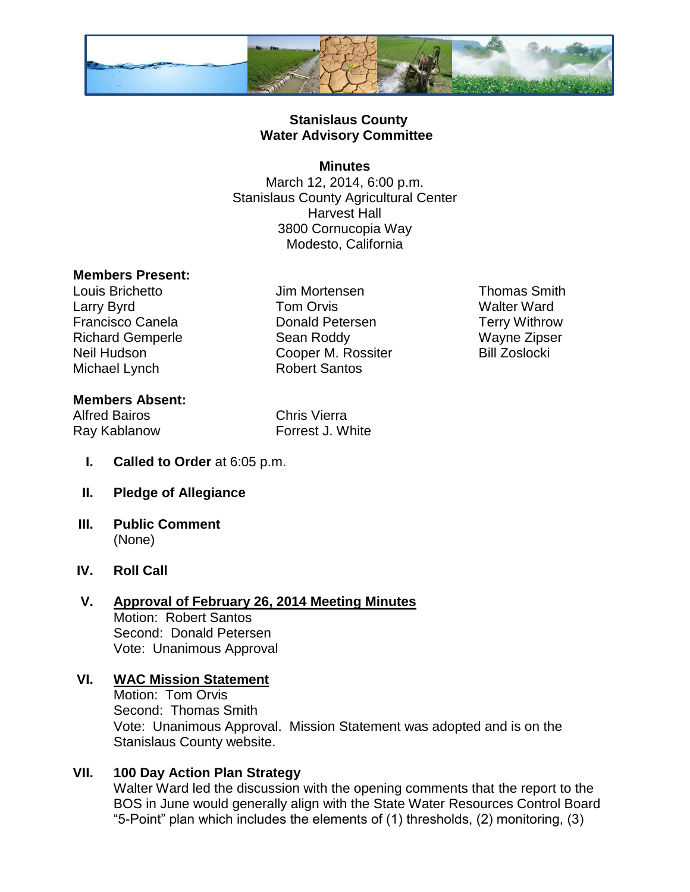**Stanislaus County**
**Water Advisory Committee**

**Minutes**

March 12, 2014, 6:00 p.m.
Stanislaus County Agricultural Center
Harvest Hall
3800 Cornucopia Way
Modesto, California

**Members Present:**

Louis Brichetto
Larry Byrd
Francisco Canela
Richard Gemperle
Neil Hudson
Michael Lynch
Jim Mortensen
Tom Orvis
Donald Petersen
Sean Roddy
Cooper M. Rossiter
Robert Santos
Thomas Smith
Walter Ward
Terry Withrow
Wayne Zipser
Bill Zoslocki

**Members Absent:**

Alfred Bairos
Ray Kablanow
Chris Vierra
Forrest J. White

**I. Called to Order** at 6:05 p.m.

**II. Pledge of Allegiance**

**III. Public Comment**
(None)

**IV. Roll Call**

**V. <u>Approval of February 26, 2014 Meeting Minutes</u>**
Motion: Robert Santos
Second: Donald Petersen
Vote: Unanimous Approval

**VI. <u>WAC Mission Statement</u>**
Motion: Tom Orvis
Second: Thomas Smith
Vote: Unanimous Approval. Mission Statement was adopted and is on the Stanislaus County website.

**VII. 100 Day Action Plan Strategy**
Walter Ward led the discussion with the opening comments that the report to the BOS in June would generally align with the State Water Resources Control Board "5-Point" plan which includes the elements of (1) thresholds, (2) monitoring, (3)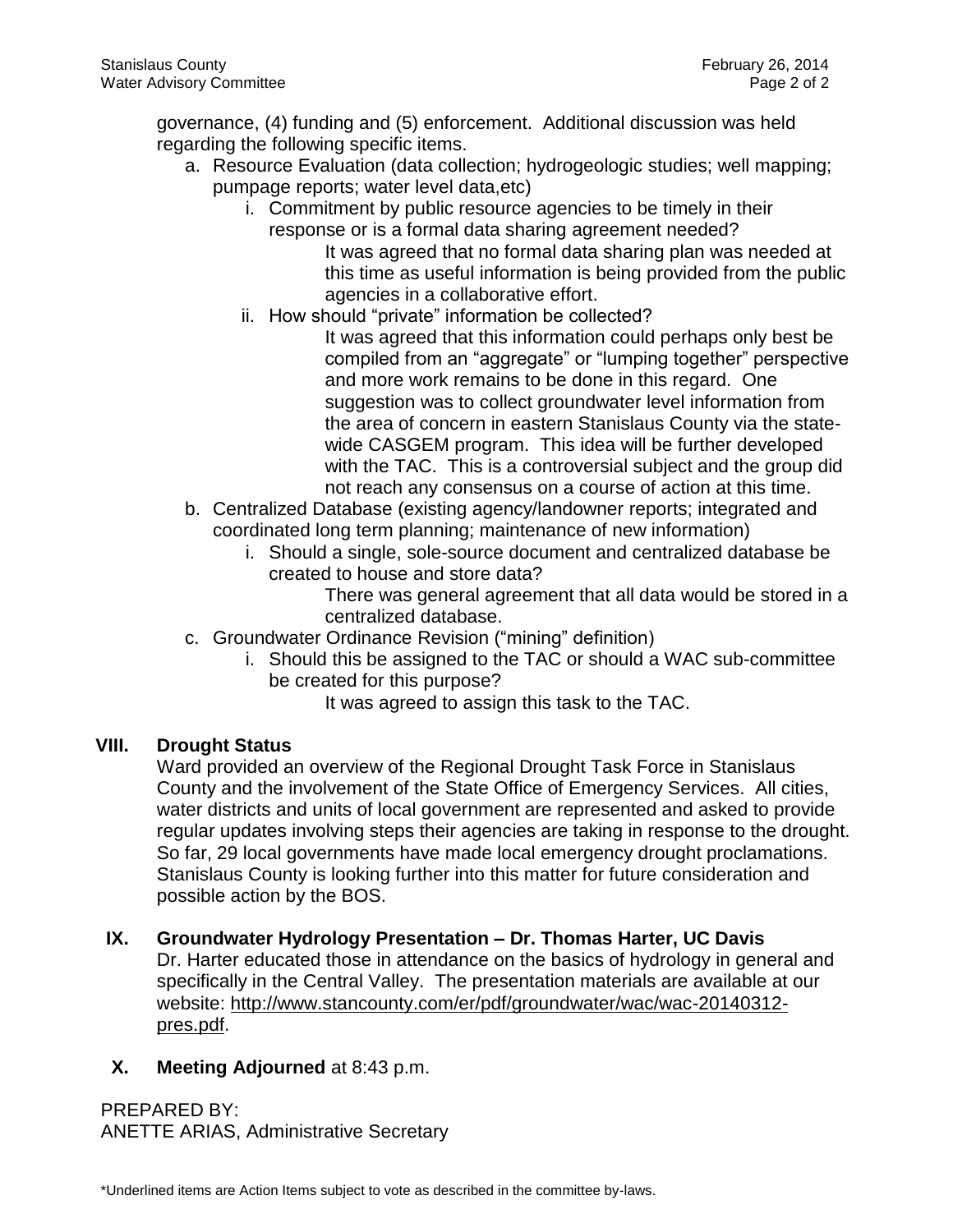governance, (4) funding and (5) enforcement. Additional discussion was held regarding the following specific items.

a. Resource Evaluation (data collection; hydrogeologic studies; well mapping; pumpage reports; water level data,etc)
    i. Commitment by public resource agencies to be timely in their response or is a formal data sharing agreement needed?

        It was agreed that no formal data sharing plan was needed at this time as useful information is being provided from the public agencies in a collaborative effort.

    ii. How should "private" information be collected?

        It was agreed that this information could perhaps only best be compiled from an "aggregate" or "lumping together" perspective and more work remains to be done in this regard. One suggestion was to collect groundwater level information from the area of concern in eastern Stanislaus County via the state-wide CASGEM program. This idea will be further developed with the TAC. This is a controversial subject and the group did not reach any consensus on a course of action at this time.

b. Centralized Database (existing agency/landowner reports; integrated and coordinated long term planning; maintenance of new information)
    i. Should a single, sole-source document and centralized database be created to house and store data?

        There was general agreement that all data would be stored in a centralized database.

c. Groundwater Ordinance Revision ("mining" definition)
    i. Should this be assigned to the TAC or should a WAC sub-committee be created for this purpose?

        It was agreed to assign this task to the TAC.

**VIII. Drought Status**

Ward provided an overview of the Regional Drought Task Force in Stanislaus County and the involvement of the State Office of Emergency Services. All cities, water districts and units of local government are represented and asked to provide regular updates involving steps their agencies are taking in response to the drought. So far, 29 local governments have made local emergency drought proclamations. Stanislaus County is looking further into this matter for future consideration and possible action by the BOS.

**IX. Groundwater Hydrology Presentation – Dr. Thomas Harter, UC Davis**

Dr. Harter educated those in attendance on the basics of hydrology in general and specifically in the Central Valley. The presentation materials are available at our website: http://www.stancounty.com/er/pdf/groundwater/wac/wac-20140312-pres.pdf.

**X. Meeting Adjourned** at 8:43 p.m.

PREPARED BY:
ANETTE ARIAS, Administrative Secretary

*Underlined items are Action Items subject to vote as described in the committee by-laws.